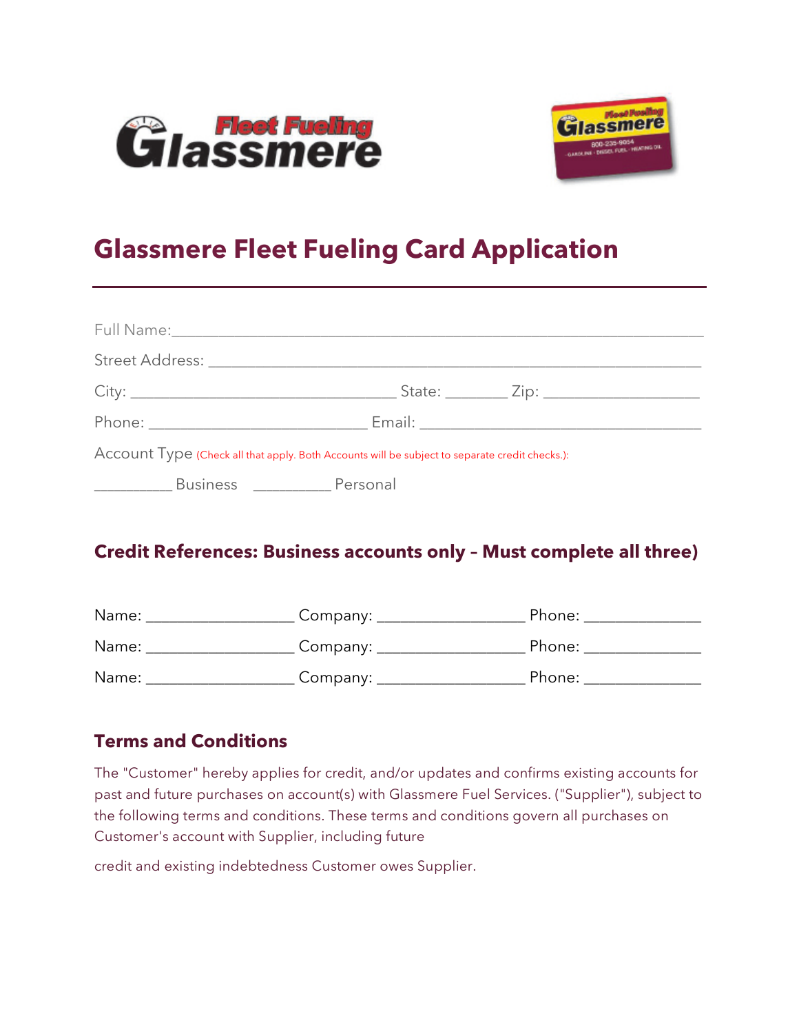# Glassmere Fleet Fueling Card Application

Full Name:_______________________________________________________________

Street Address: __________________________________________________________

City: ______________________________ State: _______ Zip: _________________

Phone: _________________________ Email: ________________________________

Account Type (Check all that apply. Both Accounts will be subject to separate credit checks.):

_________ Business _________ Personal

## Credit References: Business accounts only – Must complete all three)

Name: _________________ Company: _________________ Phone: _____________

Name: _________________ Company: _________________ Phone: _____________

Name: _________________ Company: _________________ Phone: _____________

## Terms and Conditions

The "Customer" hereby applies for credit, and/or updates and confirms existing accounts for past and future purchases on account(s) with Glassmere Fuel Services. ("Supplier"), subject to the following terms and conditions. These terms and conditions govern all purchases on Customer's account with Supplier, including future

credit and existing indebtedness Customer owes Supplier.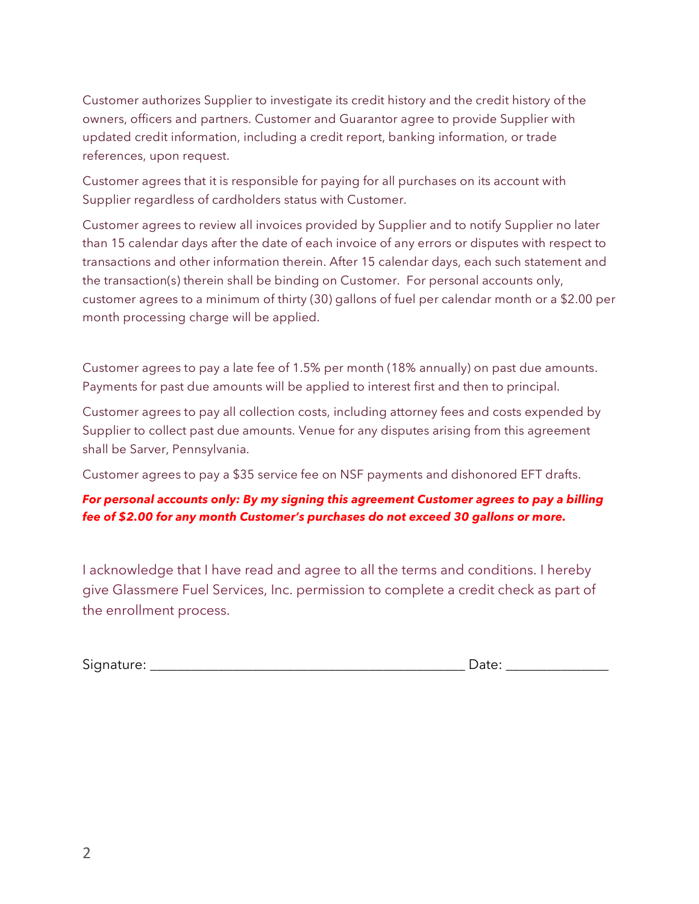Customer authorizes Supplier to investigate its credit history and the credit history of the owners, officers and partners. Customer and Guarantor agree to provide Supplier with updated credit information, including a credit report, banking information, or trade references, upon request.

Customer agrees that it is responsible for paying for all purchases on its account with Supplier regardless of cardholders status with Customer.

Customer agrees to review all invoices provided by Supplier and to notify Supplier no later than 15 calendar days after the date of each invoice of any errors or disputes with respect to transactions and other information therein. After 15 calendar days, each such statement and the transaction(s) therein shall be binding on Customer. For personal accounts only, customer agrees to a minimum of thirty (30) gallons of fuel per calendar month or a $2.00 per month processing charge will be applied.

Customer agrees to pay a late fee of 1.5% per month (18% annually) on past due amounts. Payments for past due amounts will be applied to interest first and then to principal.

Customer agrees to pay all collection costs, including attorney fees and costs expended by Supplier to collect past due amounts. Venue for any disputes arising from this agreement shall be Sarver, Pennsylvania.

Customer agrees to pay a $35 service fee on NSF payments and dishonored EFT drafts.

***For personal accounts only: By my signing this agreement Customer agrees to pay a billing fee of $2.00 for any month Customer's purchases do not exceed 30 gallons or more.***

I acknowledge that I have read and agree to all the terms and conditions. I hereby give Glassmere Fuel Services, Inc. permission to complete a credit check as part of the enrollment process.

Signature: ______________________________________________ Date: _______________